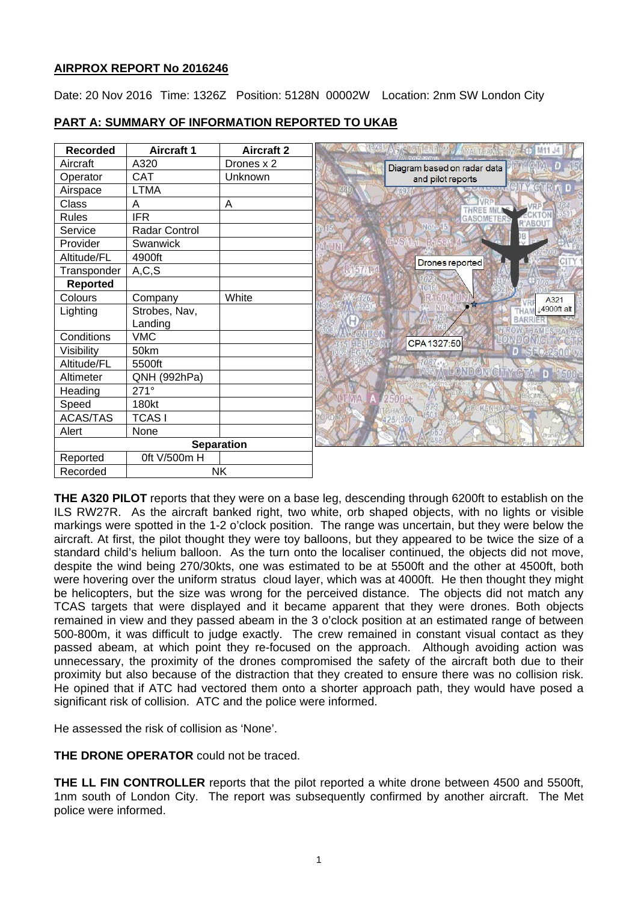**AIRPROX REPORT No 2016246**

Date: 20 Nov 2016 Time: 1326Z Position: 5128N 00002W Location: 2nm SW London City

**PART A: SUMMARY OF INFORMATION REPORTED TO UKAB**

| Recorded | Aircraft 1 | Aircraft 2 |
|---|---|---|
| Aircraft | A320 | Drones x 2 |
| Operator | CAT | Unknown |
| Airspace | LTMA | |
| Class | A | A |
| Rules | IFR | |
| Service | Radar Control | |
| Provider | Swanwick | |
| Altitude/FL | 4900ft | |
| Transponder | A,C,S | |
| **Reported** | | |
| Colours | Company | White |
| Lighting | Strobes, Nav, Landing | |
| Conditions | VMC | |
| Visibility | 50km | |
| Altitude/FL | 5500ft | |
| Altimeter | QNH (992hPa) | |
| Heading | 271° | |
| Speed | 180kt | |
| ACAS/TAS | TCAS I | |
| Alert | None | |
| **Separation** | | |
| Reported | 0ft V/500m H | |
| Recorded | NK | |

Diagram based on radar data and pilot reports

**THE A320 PILOT** reports that they were on a base leg, descending through 6200ft to establish on the ILS RW27R. As the aircraft banked right, two white, orb shaped objects, with no lights or visible markings were spotted in the 1-2 o'clock position. The range was uncertain, but they were below the aircraft. At first, the pilot thought they were toy balloons, but they appeared to be twice the size of a standard child's helium balloon. As the turn onto the localiser continued, the objects did not move, despite the wind being 270/30kts, one was estimated to be at 5500ft and the other at 4500ft, both were hovering over the uniform stratus cloud layer, which was at 4000ft. He then thought they might be helicopters, but the size was wrong for the perceived distance. The objects did not match any TCAS targets that were displayed and it became apparent that they were drones. Both objects remained in view and they passed abeam in the 3 o'clock position at an estimated range of between 500-800m, it was difficult to judge exactly. The crew remained in constant visual contact as they passed abeam, at which point they re-focused on the approach. Although avoiding action was unnecessary, the proximity of the drones compromised the safety of the aircraft both due to their proximity but also because of the distraction that they created to ensure there was no collision risk. He opined that if ATC had vectored them onto a shorter approach path, they would have posed a significant risk of collision. ATC and the police were informed.

He assessed the risk of collision as 'None'.

**THE DRONE OPERATOR** could not be traced.

**THE LL FIN CONTROLLER** reports that the pilot reported a white drone between 4500 and 5500ft, 1nm south of London City. The report was subsequently confirmed by another aircraft. The Met police were informed.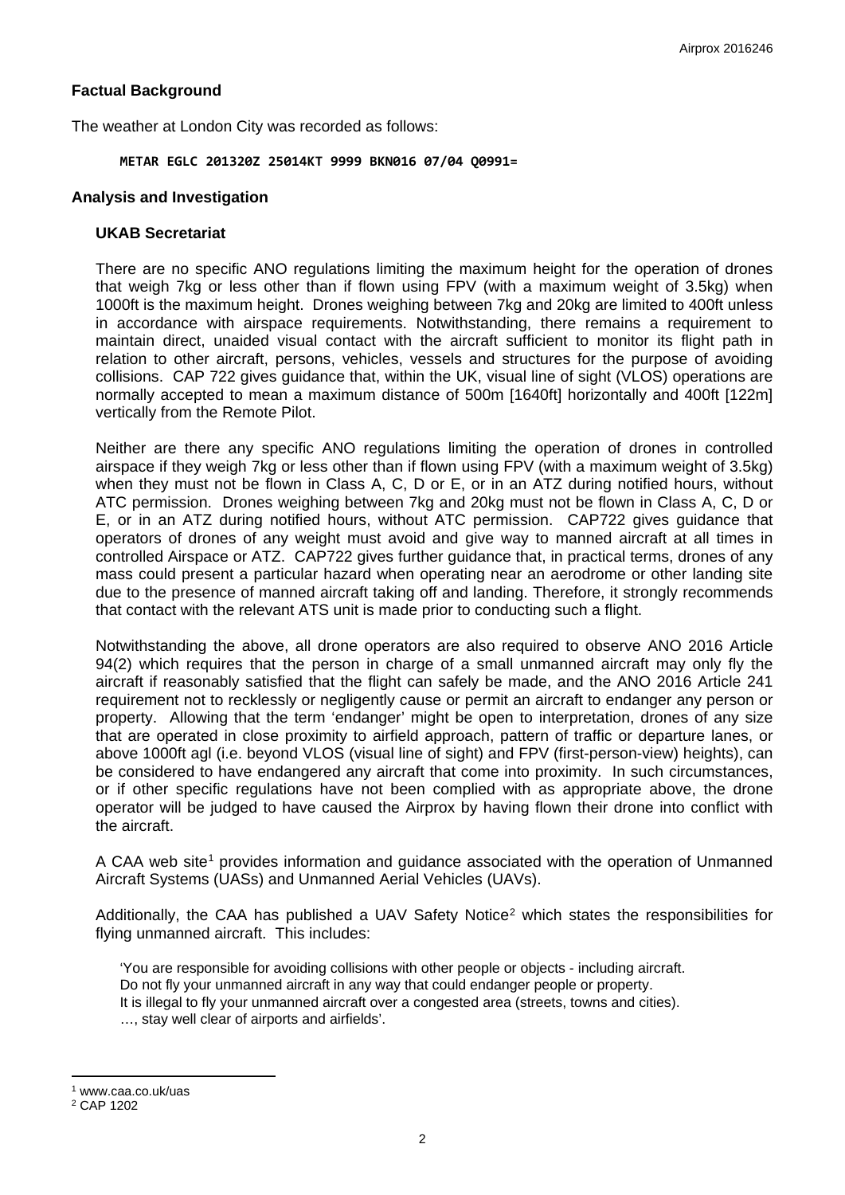## Factual Background

The weather at London City was recorded as follows:

```
METAR EGLC 201320Z 25014KT 9999 BKN016 07/04 Q0991=
```

## Analysis and Investigation

### UKAB Secretariat

There are no specific ANO regulations limiting the maximum height for the operation of drones that weigh 7kg or less other than if flown using FPV (with a maximum weight of 3.5kg) when 1000ft is the maximum height. Drones weighing between 7kg and 20kg are limited to 400ft unless in accordance with airspace requirements. Notwithstanding, there remains a requirement to maintain direct, unaided visual contact with the aircraft sufficient to monitor its flight path in relation to other aircraft, persons, vehicles, vessels and structures for the purpose of avoiding collisions. CAP 722 gives guidance that, within the UK, visual line of sight (VLOS) operations are normally accepted to mean a maximum distance of 500m [1640ft] horizontally and 400ft [122m] vertically from the Remote Pilot.

Neither are there any specific ANO regulations limiting the operation of drones in controlled airspace if they weigh 7kg or less other than if flown using FPV (with a maximum weight of 3.5kg) when they must not be flown in Class A, C, D or E, or in an ATZ during notified hours, without ATC permission. Drones weighing between 7kg and 20kg must not be flown in Class A, C, D or E, or in an ATZ during notified hours, without ATC permission. CAP722 gives guidance that operators of drones of any weight must avoid and give way to manned aircraft at all times in controlled Airspace or ATZ. CAP722 gives further guidance that, in practical terms, drones of any mass could present a particular hazard when operating near an aerodrome or other landing site due to the presence of manned aircraft taking off and landing. Therefore, it strongly recommends that contact with the relevant ATS unit is made prior to conducting such a flight.

Notwithstanding the above, all drone operators are also required to observe ANO 2016 Article 94(2) which requires that the person in charge of a small unmanned aircraft may only fly the aircraft if reasonably satisfied that the flight can safely be made, and the ANO 2016 Article 241 requirement not to recklessly or negligently cause or permit an aircraft to endanger any person or property. Allowing that the term 'endanger' might be open to interpretation, drones of any size that are operated in close proximity to airfield approach, pattern of traffic or departure lanes, or above 1000ft agl (i.e. beyond VLOS (visual line of sight) and FPV (first-person-view) heights), can be considered to have endangered any aircraft that come into proximity. In such circumstances, or if other specific regulations have not been complied with as appropriate above, the drone operator will be judged to have caused the Airprox by having flown their drone into conflict with the aircraft.

A CAA web site[1] provides information and guidance associated with the operation of Unmanned Aircraft Systems (UASs) and Unmanned Aerial Vehicles (UAVs).

Additionally, the CAA has published a UAV Safety Notice[2] which states the responsibilities for flying unmanned aircraft. This includes:

> 'You are responsible for avoiding collisions with other people or objects - including aircraft.
> Do not fly your unmanned aircraft in any way that could endanger people or property.
> It is illegal to fly your unmanned aircraft over a congested area (streets, towns and cities).
> …, stay well clear of airports and airfields'.

---

[1] www.caa.co.uk/uas

[2] CAP 1202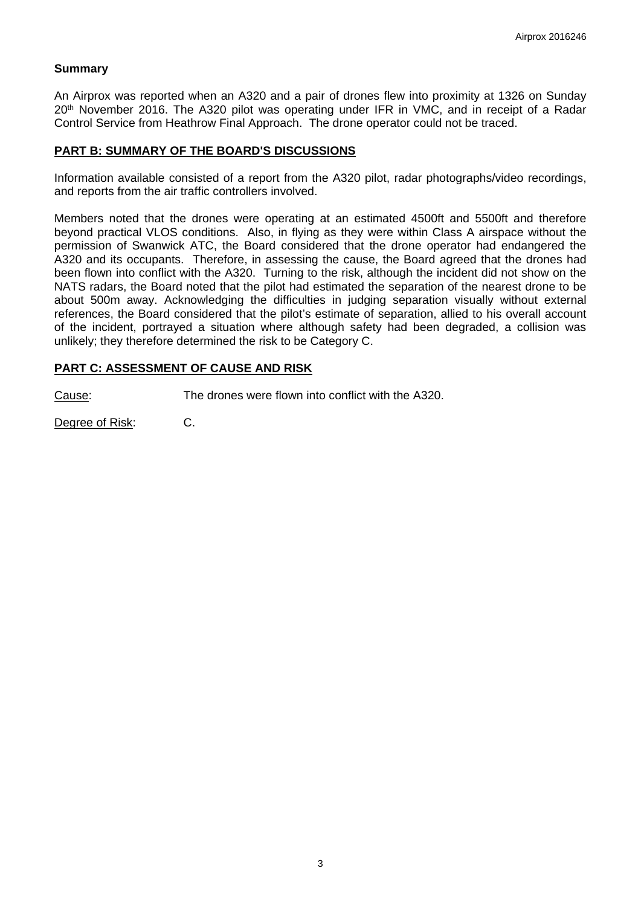**Summary**

An Airprox was reported when an A320 and a pair of drones flew into proximity at 1326 on Sunday 20th November 2016. The A320 pilot was operating under IFR in VMC, and in receipt of a Radar Control Service from Heathrow Final Approach. The drone operator could not be traced.

**PART B: SUMMARY OF THE BOARD'S DISCUSSIONS**

Information available consisted of a report from the A320 pilot, radar photographs/video recordings, and reports from the air traffic controllers involved.

Members noted that the drones were operating at an estimated 4500ft and 5500ft and therefore beyond practical VLOS conditions. Also, in flying as they were within Class A airspace without the permission of Swanwick ATC, the Board considered that the drone operator had endangered the A320 and its occupants. Therefore, in assessing the cause, the Board agreed that the drones had been flown into conflict with the A320. Turning to the risk, although the incident did not show on the NATS radars, the Board noted that the pilot had estimated the separation of the nearest drone to be about 500m away. Acknowledging the difficulties in judging separation visually without external references, the Board considered that the pilot's estimate of separation, allied to his overall account of the incident, portrayed a situation where although safety had been degraded, a collision was unlikely; they therefore determined the risk to be Category C.

**PART C: ASSESSMENT OF CAUSE AND RISK**

Cause: The drones were flown into conflict with the A320.

Degree of Risk: C.